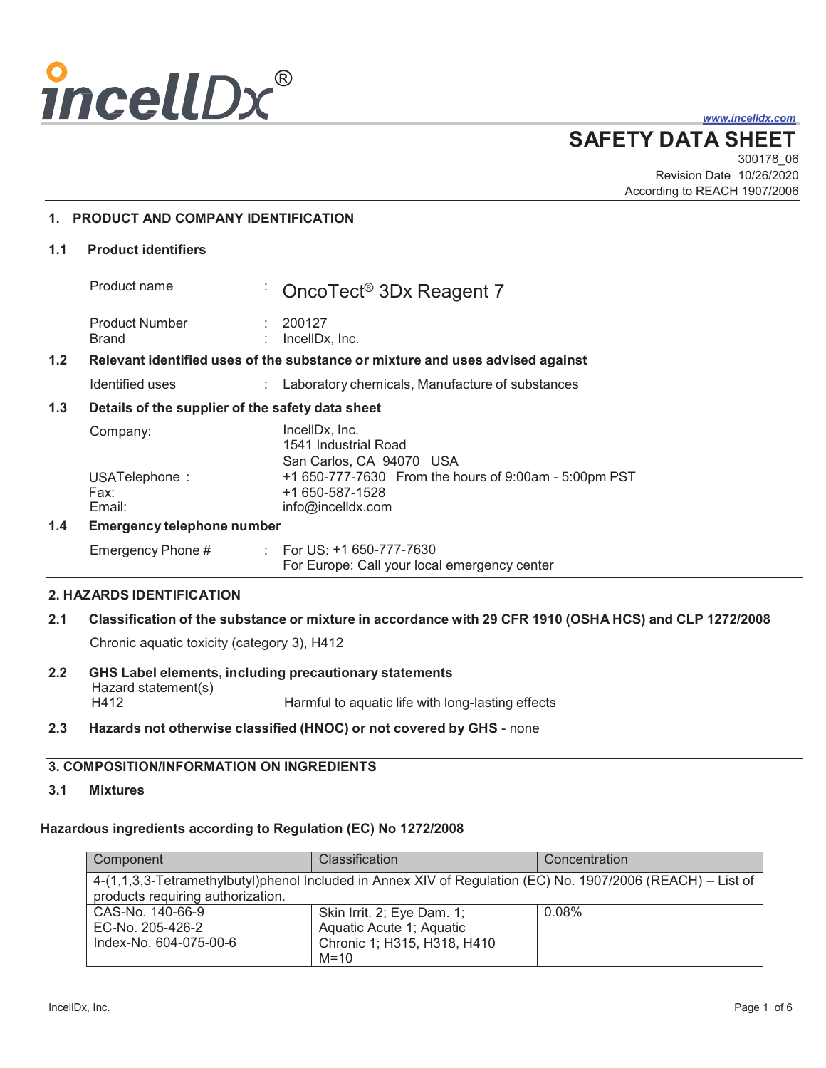incellDx®

www.incelldx.com

# SAFETY DATA SHEET

300178_06
Revision Date 10/26/2020
According to REACH 1907/2006

## 1. PRODUCT AND COMPANY IDENTIFICATION

### 1.1 Product identifiers

| | | |
|---|---|---|
| Product name | : | OncoTect® 3Dx Reagent 7 |
| Product Number | : | 200127 |
| Brand | : | IncellDx, Inc. |

### 1.2 Relevant identified uses of the substance or mixture and uses advised against

Identified uses : Laboratory chemicals, Manufacture of substances

### 1.3 Details of the supplier of the safety data sheet

Company: IncellDx, Inc.
1541 Industrial Road
San Carlos, CA 94070 USA

USATelephone : +1 650-777-7630 From the hours of 9:00am - 5:00pm PST
Fax: +1 650-587-1528
Email: info@incelldx.com

### 1.4 Emergency telephone number

Emergency Phone # : For US: +1 650-777-7630
For Europe: Call your local emergency center

## 2. HAZARDS IDENTIFICATION

### 2.1 Classification of the substance or mixture in accordance with 29 CFR 1910 (OSHA HCS) and CLP 1272/2008

Chronic aquatic toxicity (category 3), H412

### 2.2 GHS Label elements, including precautionary statements

Hazard statement(s)
H412 Harmful to aquatic life with long-lasting effects

### 2.3 Hazards not otherwise classified (HNOC) or not covered by GHS - none

## 3. COMPOSITION/INFORMATION ON INGREDIENTS

### 3.1 Mixtures

**Hazardous ingredients according to Regulation (EC) No 1272/2008**

| Component | Classification | Concentration |
|---|---|---|
| 4-(1,1,3,3-Tetramethylbutyl)phenol Included in Annex XIV of Regulation (EC) No. 1907/2006 (REACH) – List of products requiring authorization. | | |
| CAS-No. 140-66-9<br>EC-No. 205-426-2<br>Index-No. 604-075-00-6 | Skin Irrit. 2; Eye Dam. 1; Aquatic Acute 1; Aquatic Chronic 1; H315, H318, H410<br>M=10 | 0.08% |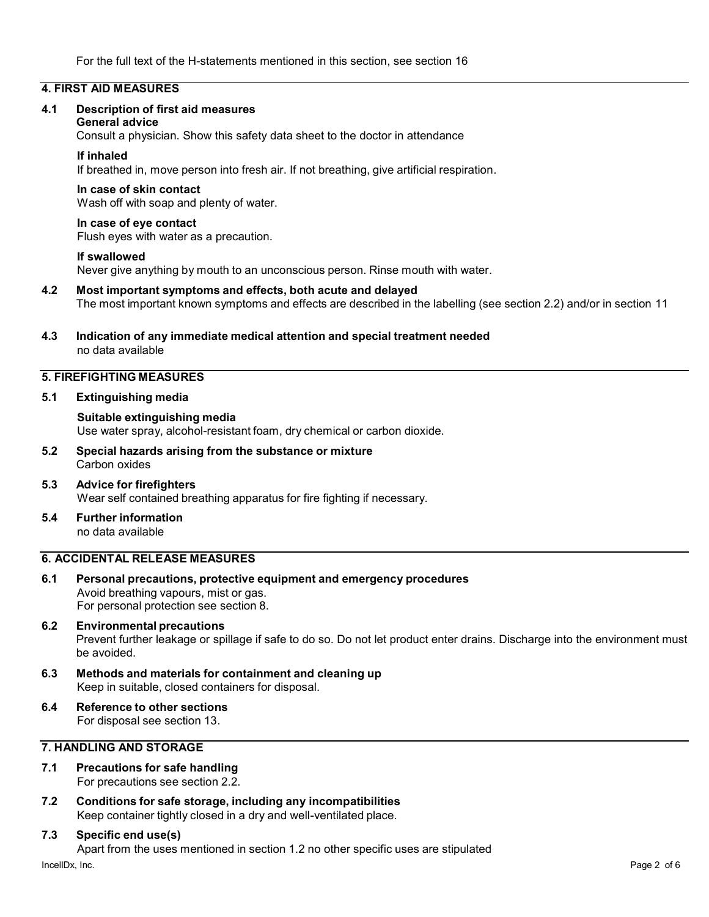For the full text of the H-statements mentioned in this section, see section 16

## 4. FIRST AID MEASURES

### 4.1 Description of first aid measures

**General advice**

Consult a physician. Show this safety data sheet to the doctor in attendance

**If inhaled**

If breathed in, move person into fresh air. If not breathing, give artificial respiration.

**In case of skin contact**

Wash off with soap and plenty of water.

**In case of eye contact**

Flush eyes with water as a precaution.

**If swallowed**

Never give anything by mouth to an unconscious person. Rinse mouth with water.

### 4.2 Most important symptoms and effects, both acute and delayed

The most important known symptoms and effects are described in the labelling (see section 2.2) and/or in section 11

### 4.3 Indication of any immediate medical attention and special treatment needed

no data available

## 5. FIREFIGHTING MEASURES

### 5.1 Extinguishing media

**Suitable extinguishing media**

Use water spray, alcohol-resistant foam, dry chemical or carbon dioxide.

### 5.2 Special hazards arising from the substance or mixture

Carbon oxides

### 5.3 Advice for firefighters

Wear self contained breathing apparatus for fire fighting if necessary.

### 5.4 Further information

no data available

## 6. ACCIDENTAL RELEASE MEASURES

### 6.1 Personal precautions, protective equipment and emergency procedures

Avoid breathing vapours, mist or gas.
For personal protection see section 8.

### 6.2 Environmental precautions

Prevent further leakage or spillage if safe to do so. Do not let product enter drains. Discharge into the environment must be avoided.

### 6.3 Methods and materials for containment and cleaning up

Keep in suitable, closed containers for disposal.

### 6.4 Reference to other sections

For disposal see section 13.

## 7. HANDLING AND STORAGE

### 7.1 Precautions for safe handling

For precautions see section 2.2.

### 7.2 Conditions for safe storage, including any incompatibilities

Keep container tightly closed in a dry and well-ventilated place.

### 7.3 Specific end use(s)

Apart from the uses mentioned in section 1.2 no other specific uses are stipulated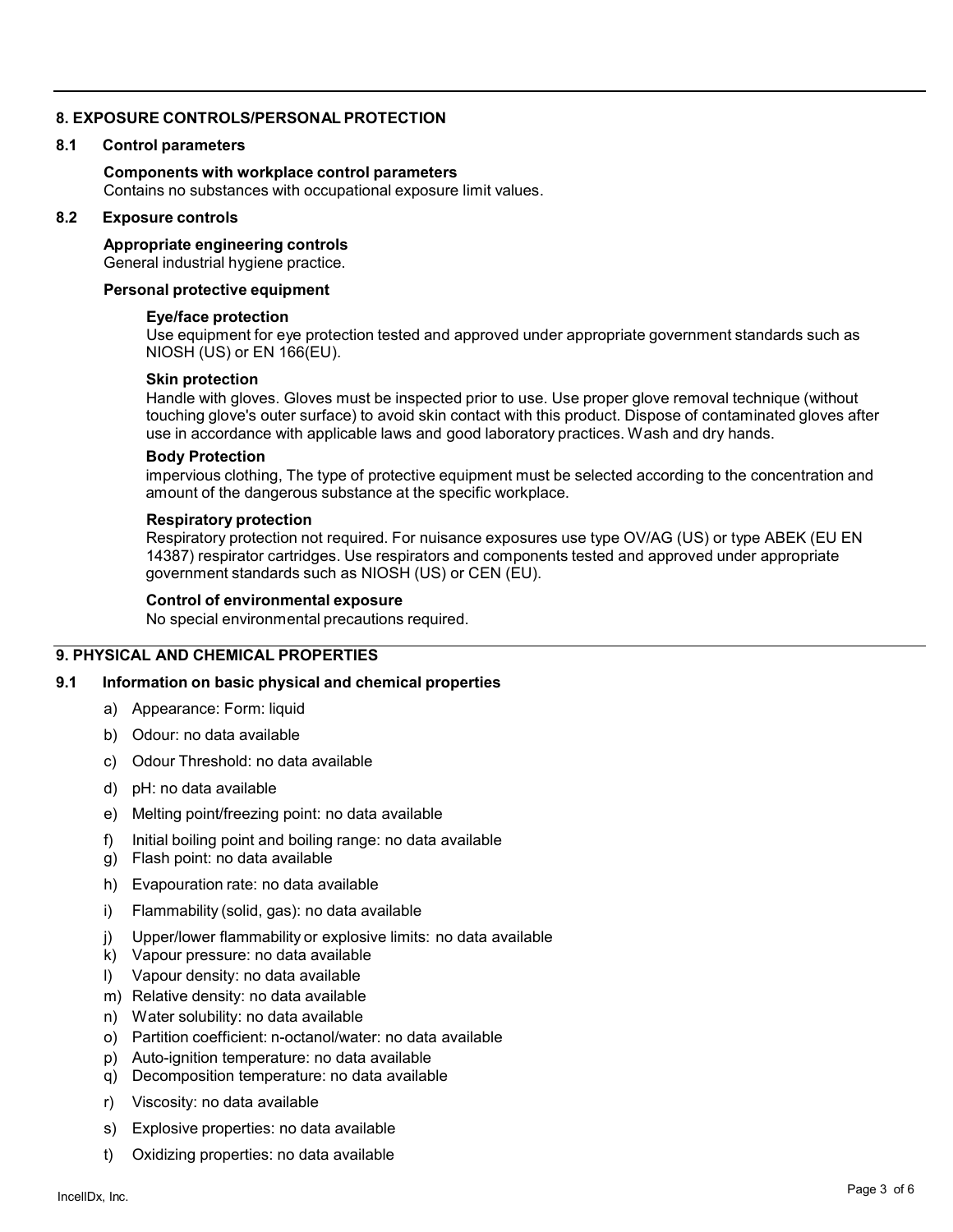## 8. EXPOSURE CONTROLS/PERSONAL PROTECTION

### 8.1 Control parameters

**Components with workplace control parameters**
Contains no substances with occupational exposure limit values.

### 8.2 Exposure controls

**Appropriate engineering controls**
General industrial hygiene practice.

**Personal protective equipment**

**Eye/face protection**
Use equipment for eye protection tested and approved under appropriate government standards such as NIOSH (US) or EN 166(EU).

**Skin protection**
Handle with gloves. Gloves must be inspected prior to use. Use proper glove removal technique (without touching glove's outer surface) to avoid skin contact with this product. Dispose of contaminated gloves after use in accordance with applicable laws and good laboratory practices. Wash and dry hands.

**Body Protection**
impervious clothing, The type of protective equipment must be selected according to the concentration and amount of the dangerous substance at the specific workplace.

**Respiratory protection**
Respiratory protection not required. For nuisance exposures use type OV/AG (US) or type ABEK (EU EN 14387) respirator cartridges. Use respirators and components tested and approved under appropriate government standards such as NIOSH (US) or CEN (EU).

**Control of environmental exposure**
No special environmental precautions required.

## 9. PHYSICAL AND CHEMICAL PROPERTIES

### 9.1 Information on basic physical and chemical properties

a) Appearance: Form: liquid
b) Odour: no data available
c) Odour Threshold: no data available
d) pH: no data available
e) Melting point/freezing point: no data available
f) Initial boiling point and boiling range: no data available
g) Flash point: no data available
h) Evapouration rate: no data available
i) Flammability (solid, gas): no data available
j) Upper/lower flammability or explosive limits: no data available
k) Vapour pressure: no data available
l) Vapour density: no data available
m) Relative density: no data available
n) Water solubility: no data available
o) Partition coefficient: n-octanol/water: no data available
p) Auto-ignition temperature: no data available
q) Decomposition temperature: no data available
r) Viscosity: no data available
s) Explosive properties: no data available
t) Oxidizing properties: no data available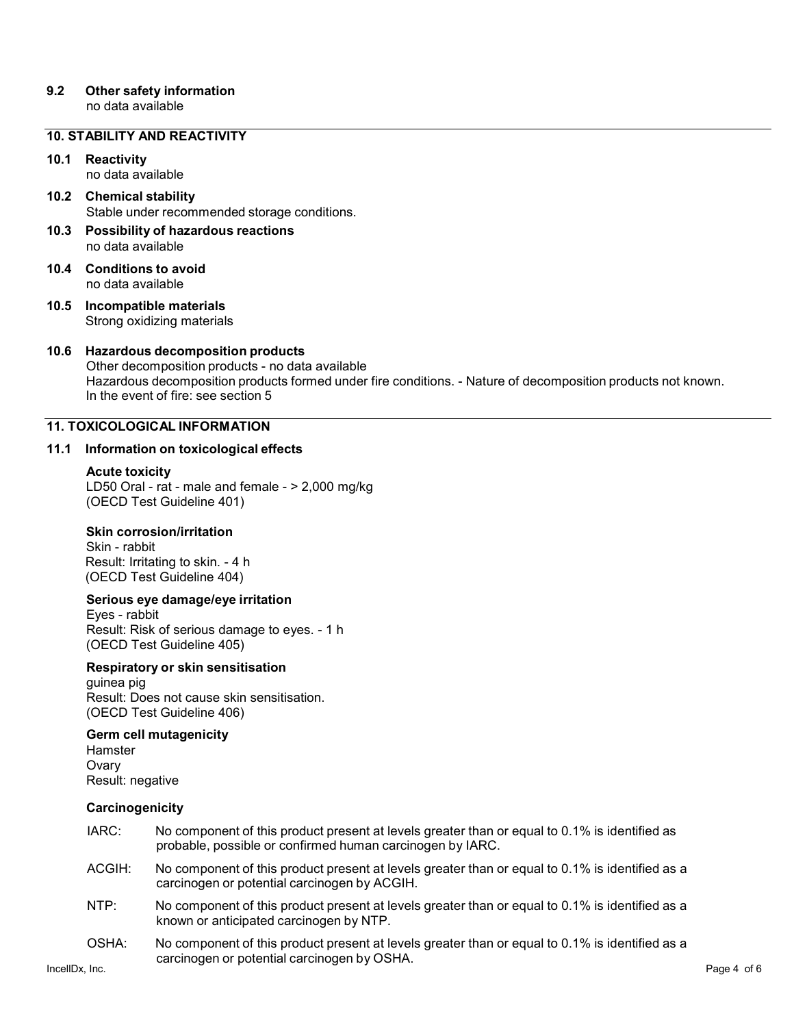### 9.2 Other safety information

no data available

## 10. STABILITY AND REACTIVITY

### 10.1 Reactivity

no data available

### 10.2 Chemical stability

Stable under recommended storage conditions.

### 10.3 Possibility of hazardous reactions

no data available

### 10.4 Conditions to avoid

no data available

### 10.5 Incompatible materials

Strong oxidizing materials

### 10.6 Hazardous decomposition products

Other decomposition products - no data available
Hazardous decomposition products formed under fire conditions. - Nature of decomposition products not known.
In the event of fire: see section 5

## 11. TOXICOLOGICAL INFORMATION

### 11.1 Information on toxicological effects

**Acute toxicity**

LD50 Oral - rat - male and female - > 2,000 mg/kg
(OECD Test Guideline 401)

**Skin corrosion/irritation**

Skin - rabbit
Result: Irritating to skin. - 4 h
(OECD Test Guideline 404)

**Serious eye damage/eye irritation**

Eyes - rabbit
Result: Risk of serious damage to eyes. - 1 h
(OECD Test Guideline 405)

**Respiratory or skin sensitisation**

guinea pig
Result: Does not cause skin sensitisation.
(OECD Test Guideline 406)

**Germ cell mutagenicity**

Hamster
Ovary
Result: negative

**Carcinogenicity**

IARC: No component of this product present at levels greater than or equal to 0.1% is identified as probable, possible or confirmed human carcinogen by IARC.

ACGIH: No component of this product present at levels greater than or equal to 0.1% is identified as a carcinogen or potential carcinogen by ACGIH.

NTP: No component of this product present at levels greater than or equal to 0.1% is identified as a known or anticipated carcinogen by NTP.

OSHA: No component of this product present at levels greater than or equal to 0.1% is identified as a carcinogen or potential carcinogen by OSHA.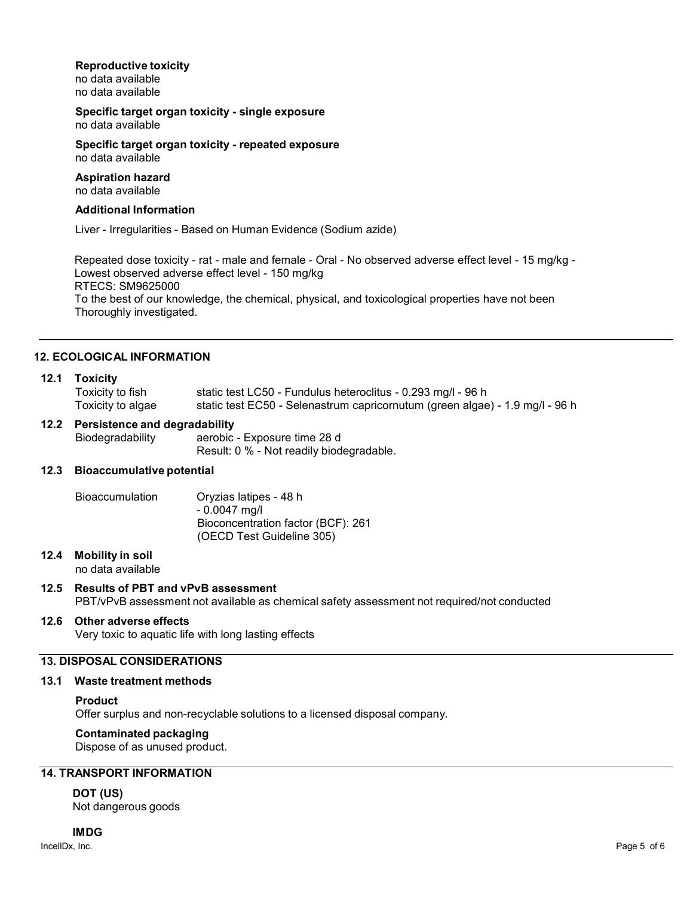**Reproductive toxicity**

no data available
no data available

**Specific target organ toxicity - single exposure**

no data available

**Specific target organ toxicity - repeated exposure**

no data available

**Aspiration hazard**

no data available

**Additional Information**

Liver - Irregularities - Based on Human Evidence (Sodium azide)

Repeated dose toxicity - rat - male and female - Oral - No observed adverse effect level - 15 mg/kg - Lowest observed adverse effect level - 150 mg/kg
RTECS: SM9625000
To the best of our knowledge, the chemical, physical, and toxicological properties have not been Thoroughly investigated.

## 12. ECOLOGICAL INFORMATION

### 12.1 Toxicity

| | |
|---|---|
| Toxicity to fish | static test LC50 - Fundulus heteroclitus - 0.293 mg/l - 96 h |
| Toxicity to algae | static test EC50 - Selenastrum capricornutum (green algae) - 1.9 mg/l - 96 h |

### 12.2 Persistence and degradability

| | |
|---|---|
| Biodegradability | aerobic - Exposure time 28 d<br>Result: 0 % - Not readily biodegradable. |

### 12.3 Bioaccumulative potential

| | |
|---|---|
| Bioaccumulation | Oryzias latipes - 48 h<br>- 0.0047 mg/l<br>Bioconcentration factor (BCF): 261<br>(OECD Test Guideline 305) |

### 12.4 Mobility in soil

no data available

### 12.5 Results of PBT and vPvB assessment

PBT/vPvB assessment not available as chemical safety assessment not required/not conducted

### 12.6 Other adverse effects

Very toxic to aquatic life with long lasting effects

## 13. DISPOSAL CONSIDERATIONS

### 13.1 Waste treatment methods

**Product**

Offer surplus and non-recyclable solutions to a licensed disposal company.

**Contaminated packaging**

Dispose of as unused product.

## 14. TRANSPORT INFORMATION

**DOT (US)**

Not dangerous goods

**IMDG**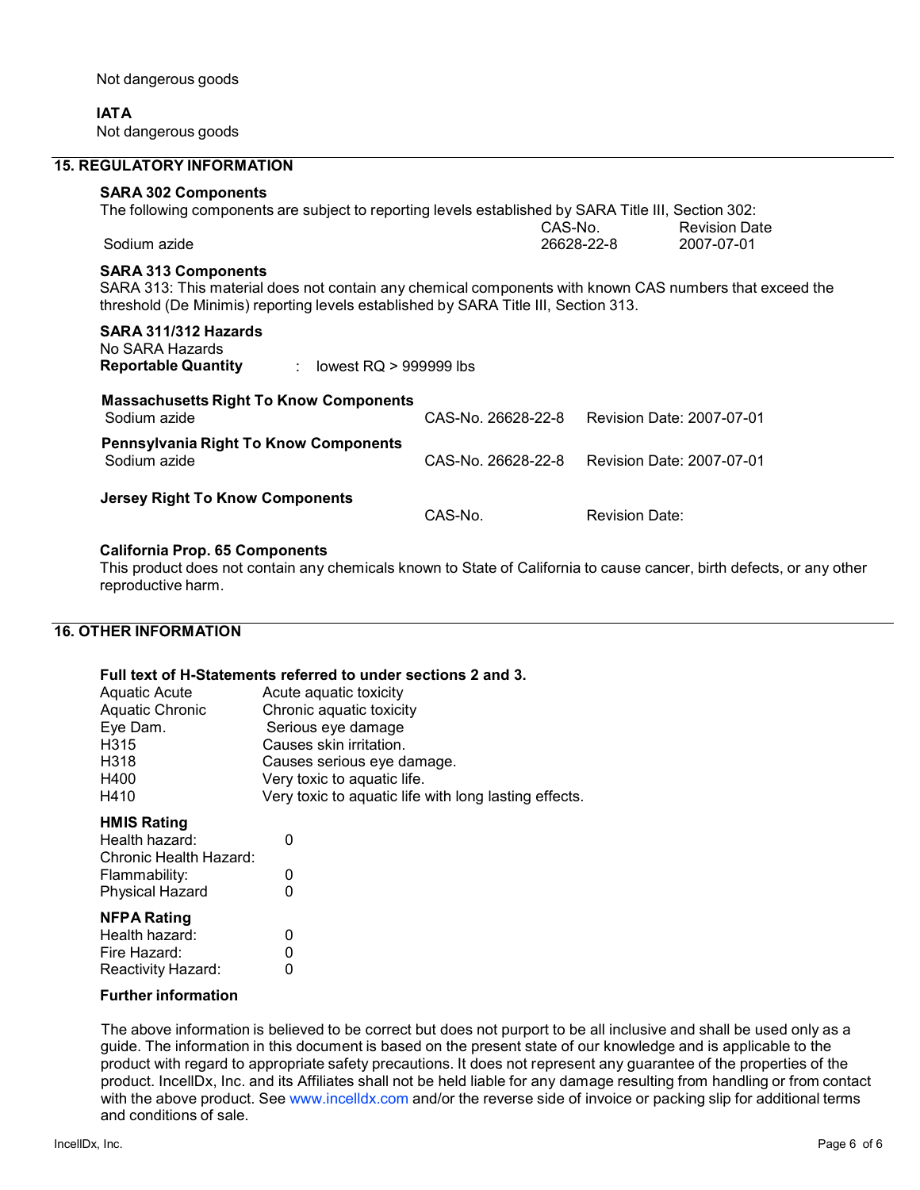Not dangerous goods

**IATA**
Not dangerous goods

## 15. REGULATORY INFORMATION

### SARA 302 Components

The following components are subject to reporting levels established by SARA Title III, Section 302:

| | CAS-No. | Revision Date |
|---|---|---|
| Sodium azide | 26628-22-8 | 2007-07-01 |

### SARA 313 Components

SARA 313: This material does not contain any chemical components with known CAS numbers that exceed the threshold (De Minimis) reporting levels established by SARA Title III, Section 313.

### SARA 311/312 Hazards

No SARA Hazards

**Reportable Quantity** : lowest RQ > 999999 lbs

### Massachusetts Right To Know Components

| | | |
|---|---|---|
| Sodium azide | CAS-No. 26628-22-8 | Revision Date: 2007-07-01 |

### Pennsylvania Right To Know Components

| | | |
|---|---|---|
| Sodium azide | CAS-No. 26628-22-8 | Revision Date: 2007-07-01 |

### Jersey Right To Know Components

| | | |
|---|---|---|
| | CAS-No. | Revision Date: |

### California Prop. 65 Components

This product does not contain any chemicals known to State of California to cause cancer, birth defects, or any other reproductive harm.

## 16. OTHER INFORMATION

### Full text of H-Statements referred to under sections 2 and 3.

| | |
|---|---|
| Aquatic Acute | Acute aquatic toxicity |
| Aquatic Chronic | Chronic aquatic toxicity |
| Eye Dam. | Serious eye damage |
| H315 | Causes skin irritation. |
| H318 | Causes serious eye damage. |
| H400 | Very toxic to aquatic life. |
| H410 | Very toxic to aquatic life with long lasting effects. |

### HMIS Rating

| | |
|---|---|
| Health hazard: | 0 |
| Chronic Health Hazard: | |
| Flammability: | 0 |
| Physical Hazard | 0 |

### NFPA Rating

| | |
|---|---|
| Health hazard: | 0 |
| Fire Hazard: | 0 |
| Reactivity Hazard: | 0 |

### Further information

The above information is believed to be correct but does not purport to be all inclusive and shall be used only as a guide. The information in this document is based on the present state of our knowledge and is applicable to the product with regard to appropriate safety precautions. It does not represent any guarantee of the properties of the product. IncellDx, Inc. and its Affiliates shall not be held liable for any damage resulting from handling or from contact with the above product. See www.incelldx.com and/or the reverse side of invoice or packing slip for additional terms and conditions of sale.